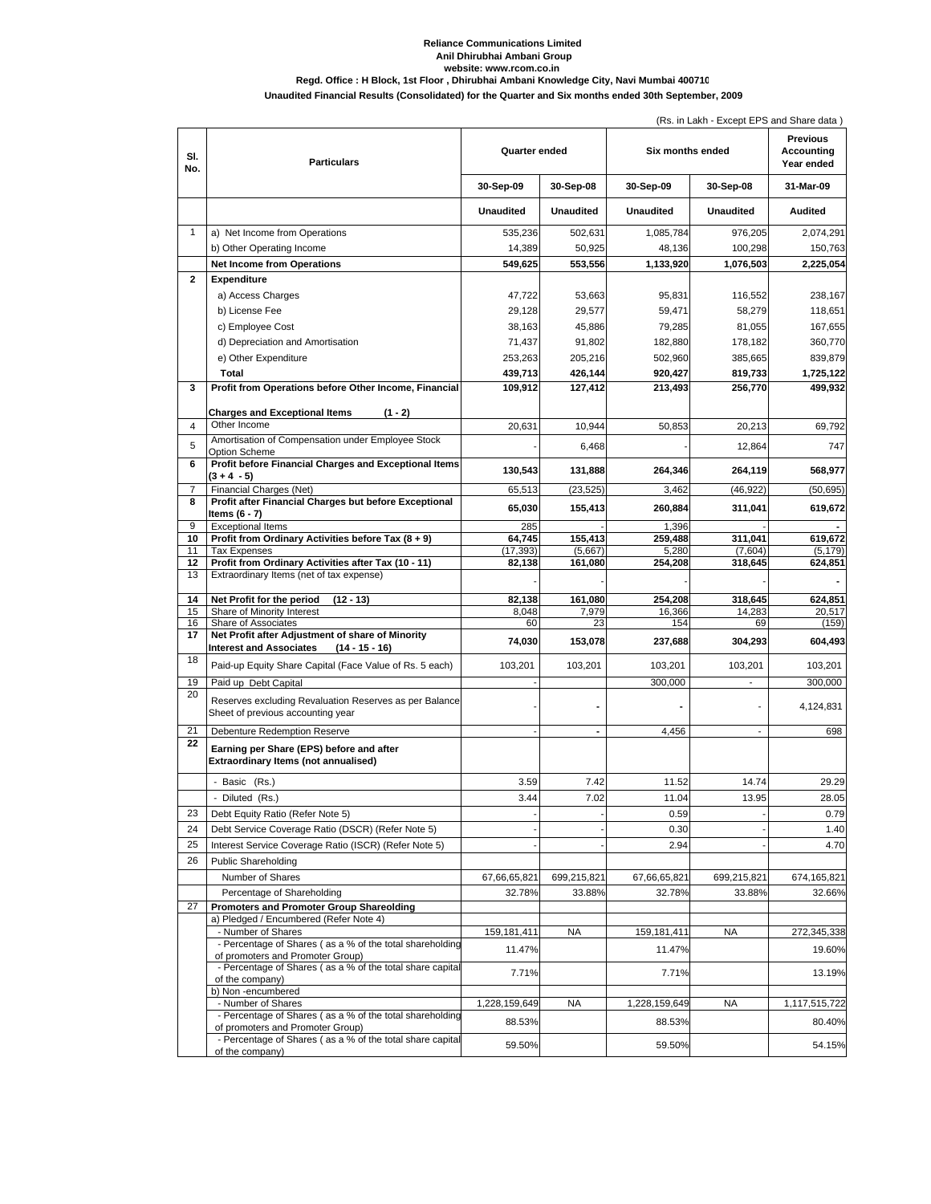**Reliance Communications Limited**
**Anil Dhirubhai Ambani Group**
**website: www.rcom.co.in**
**Regd. Office : H Block, 1st Floor , Dhirubhai Ambani Knowledge City, Navi Mumbai 400710**
**Unaudited Financial Results (Consolidated) for the Quarter and Six months ended 30th September, 2009**

(Rs. in Lakh - Except EPS and Share data )

| Sl. No. | Particulars | Quarter ended | | Six months ended | | Previous Accounting Year ended |
|---|---|---|---|---|---|---|
| | | 30-Sep-09 | 30-Sep-08 | 30-Sep-09 | 30-Sep-08 | 31-Mar-09 |
| | | Unaudited | Unaudited | Unaudited | Unaudited | Audited |
| 1 | a) Net Income from Operations | 535,236 | 502,631 | 1,085,784 | 976,205 | 2,074,291 |
| | b) Other Operating Income | 14,389 | 50,925 | 48,136 | 100,298 | 150,763 |
| | **Net Income from Operations** | **549,625** | **553,556** | **1,133,920** | **1,076,503** | **2,225,054** |
| **2** | **Expenditure** | | | | | |
| | a) Access Charges | 47,722 | 53,663 | 95,831 | 116,552 | 238,167 |
| | b) License Fee | 29,128 | 29,577 | 59,471 | 58,279 | 118,651 |
| | c) Employee Cost | 38,163 | 45,886 | 79,285 | 81,055 | 167,655 |
| | d) Depreciation and Amortisation | 71,437 | 91,802 | 182,880 | 178,182 | 360,770 |
| | e) Other Expenditure | 253,263 | 205,216 | 502,960 | 385,665 | 839,879 |
| | **Total** | **439,713** | **426,144** | **920,427** | **819,733** | **1,725,122** |
| **3** | **Profit from Operations before Other Income, Financial Charges and Exceptional Items (1 - 2)** | **109,912** | **127,412** | **213,493** | **256,770** | **499,932** |
| 4 | Other Income | 20,631 | 10,944 | 50,853 | 20,213 | 69,792 |
| 5 | Amortisation of Compensation under Employee Stock Option Scheme | - | 6,468 | - | 12,864 | 747 |
| **6** | **Profit before Financial Charges and Exceptional Items (3 + 4 - 5)** | **130,543** | **131,888** | **264,346** | **264,119** | **568,977** |
| 7 | Financial Charges (Net) | 65,513 | (23,525) | 3,462 | (46,922) | (50,695) |
| **8** | **Profit after Financial Charges but before Exceptional Items (6 - 7)** | **65,030** | **155,413** | **260,884** | **311,041** | **619,672** |
| 9 | Exceptional Items | 285 | - | 1,396 | - | - |
| **10** | **Profit from Ordinary Activities before Tax (8 + 9)** | **64,745** | **155,413** | **259,488** | **311,041** | **619,672** |
| 11 | Tax Expenses | (17,393) | (5,667) | 5,280 | (7,604) | (5,179) |
| **12** | **Profit from Ordinary Activities after Tax (10 - 11)** | **82,138** | **161,080** | **254,208** | **318,645** | **624,851** |
| 13 | Extraordinary Items (net of tax expense) | - | - | - | - | - |
| **14** | **Net Profit for the period (12 - 13)** | **82,138** | **161,080** | **254,208** | **318,645** | **624,851** |
| 15 | Share of Minority Interest | 8,048 | 7,979 | 16,366 | 14,283 | 20,517 |
| 16 | Share of Associates | 60 | 23 | 154 | 69 | (159) |
| **17** | **Net Profit after Adjustment of share of Minority Interest and Associates (14 - 15 - 16)** | **74,030** | **153,078** | **237,688** | **304,293** | **604,493** |
| 18 | Paid-up Equity Share Capital (Face Value of Rs. 5 each) | 103,201 | 103,201 | 103,201 | 103,201 | 103,201 |
| 19 | Paid up Debt Capital | - | | 300,000 | - | 300,000 |
| 20 | Reserves excluding Revaluation Reserves as per Balance Sheet of previous accounting year | - | - | - | - | 4,124,831 |
| 21 | Debenture Redemption Reserve | - | - | 4,456 | - | 698 |
| **22** | **Earning per Share (EPS) before and after Extraordinary Items (not annualised)** | | | | | |
| | - Basic (Rs.) | 3.59 | 7.42 | 11.52 | 14.74 | 29.29 |
| | - Diluted (Rs.) | 3.44 | 7.02 | 11.04 | 13.95 | 28.05 |
| 23 | Debt Equity Ratio (Refer Note 5) | - | - | 0.59 | - | 0.79 |
| 24 | Debt Service Coverage Ratio (DSCR) (Refer Note 5) | - | - | 0.30 | - | 1.40 |
| 25 | Interest Service Coverage Ratio (ISCR) (Refer Note 5) | - | - | 2.94 | - | 4.70 |
| 26 | Public Shareholding | | | | | |
| | Number of Shares | 67,66,65,821 | 699,215,821 | 67,66,65,821 | 699,215,821 | 674,165,821 |
| | Percentage of Shareholding | 32.78% | 33.88% | 32.78% | 33.88% | 32.66% |
| 27 | **Promoters and Promoter Group Shareolding** | | | | | |
| | a) Pledged / Encumbered (Refer Note 4) | | | | | |
| | - Number of Shares | 159,181,411 | NA | 159,181,411 | NA | 272,345,338 |
| | - Percentage of Shares ( as a % of the total shareholding of promoters and Promoter Group) | 11.47% | | 11.47% | | 19.60% |
| | - Percentage of Shares ( as a % of the total share capital of the company) | 7.71% | | 7.71% | | 13.19% |
| | b) Non -encumbered | | | | | |
| | - Number of Shares | 1,228,159,649 | NA | 1,228,159,649 | NA | 1,117,515,722 |
| | - Percentage of Shares ( as a % of the total shareholding of promoters and Promoter Group) | 88.53% | | 88.53% | | 80.40% |
| | - Percentage of Shares ( as a % of the total share capital of the company) | 59.50% | | 59.50% | | 54.15% |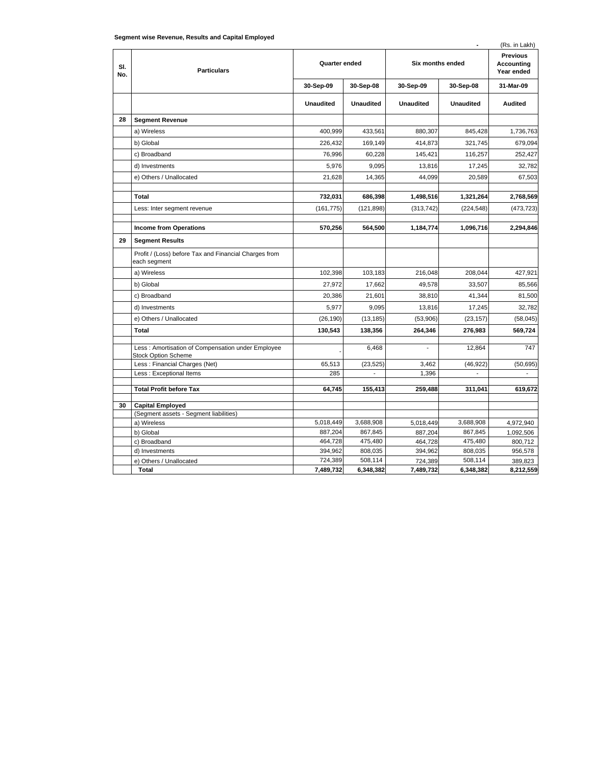**Segment wise Revenue, Results and Capital Employed**

(Rs. in Lakh)

| Sl. No. | Particulars | Quarter ended | | Six months ended | | Previous Accounting Year ended |
|---|---|---|---|---|---|---|
| | | 30-Sep-09 | 30-Sep-08 | 30-Sep-09 | 30-Sep-08 | 31-Mar-09 |
| | | Unaudited | Unaudited | Unaudited | Unaudited | Audited |
| 28 | **Segment Revenue** | | | | | |
| | a) Wireless | 400,999 | 433,561 | 880,307 | 845,428 | 1,736,763 |
| | b) Global | 226,432 | 169,149 | 414,873 | 321,745 | 679,094 |
| | c) Broadband | 76,996 | 60,228 | 145,421 | 116,257 | 252,427 |
| | d) Investments | 5,976 | 9,095 | 13,816 | 17,245 | 32,782 |
| | e) Others / Unallocated | 21,628 | 14,365 | 44,099 | 20,589 | 67,503 |
| | **Total** | **732,031** | **686,398** | **1,498,516** | **1,321,264** | **2,768,569** |
| | Less: Inter segment revenue | (161,775) | (121,898) | (313,742) | (224,548) | (473,723) |
| | **Income from Operations** | **570,256** | **564,500** | **1,184,774** | **1,096,716** | **2,294,846** |
| 29 | **Segment Results** | | | | | |
| | Profit / (Loss) before Tax and Financial Charges from each segment | | | | | |
| | a) Wireless | 102,398 | 103,183 | 216,048 | 208,044 | 427,921 |
| | b) Global | 27,972 | 17,662 | 49,578 | 33,507 | 85,566 |
| | c) Broadband | 20,386 | 21,601 | 38,810 | 41,344 | 81,500 |
| | d) Investments | 5,977 | 9,095 | 13,816 | 17,245 | 32,782 |
| | e) Others / Unallocated | (26,190) | (13,185) | (53,906) | (23,157) | (58,045) |
| | **Total** | **130,543** | **138,356** | **264,346** | **276,983** | **569,724** |
| | Less : Amortisation of Compensation under Employee Stock Option Scheme | - | 6,468 | - | 12,864 | 747 |
| | Less : Financial Charges (Net) | 65,513 | (23,525) | 3,462 | (46,922) | (50,695) |
| | Less : Exceptional Items | 285 | - | 1,396 | - | - |
| | **Total Profit before Tax** | **64,745** | **155,413** | **259,488** | **311,041** | **619,672** |
| 30 | **Capital Employed** | | | | | |
| | (Segment assets - Segment liabilities) | | | | | |
| | a) Wireless | 5,018,449 | 3,688,908 | 5,018,449 | 3,688,908 | 4,972,940 |
| | b) Global | 887,204 | 867,845 | 887,204 | 867,845 | 1,092,506 |
| | c) Broadband | 464,728 | 475,480 | 464,728 | 475,480 | 800,712 |
| | d) Investments | 394,962 | 808,035 | 394,962 | 808,035 | 956,578 |
| | e) Others / Unallocated | 724,389 | 508,114 | 724,389 | 508,114 | 389,823 |
| | **Total** | **7,489,732** | **6,348,382** | **7,489,732** | **6,348,382** | **8,212,559** |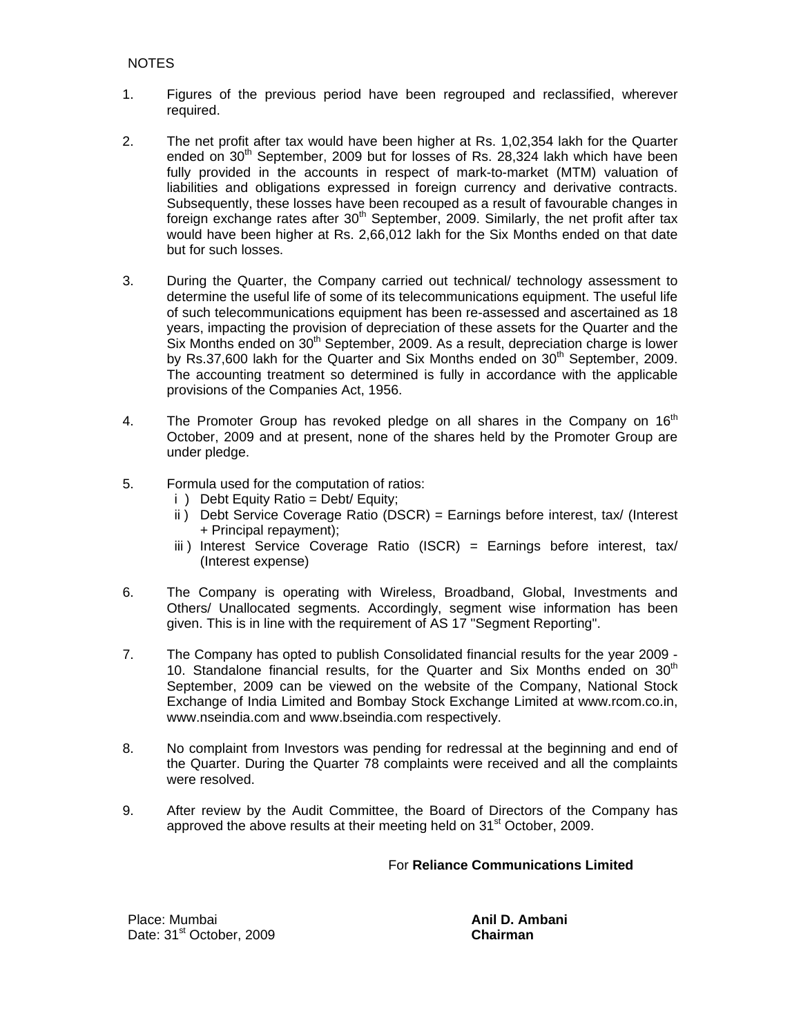NOTES

1. Figures of the previous period have been regrouped and reclassified, wherever required.

2. The net profit after tax would have been higher at Rs. 1,02,354 lakh for the Quarter ended on 30th September, 2009 but for losses of Rs. 28,324 lakh which have been fully provided in the accounts in respect of mark-to-market (MTM) valuation of liabilities and obligations expressed in foreign currency and derivative contracts. Subsequently, these losses have been recouped as a result of favourable changes in foreign exchange rates after 30th September, 2009. Similarly, the net profit after tax would have been higher at Rs. 2,66,012 lakh for the Six Months ended on that date but for such losses.

3. During the Quarter, the Company carried out technical/ technology assessment to determine the useful life of some of its telecommunications equipment. The useful life of such telecommunications equipment has been re-assessed and ascertained as 18 years, impacting the provision of depreciation of these assets for the Quarter and the Six Months ended on 30th September, 2009. As a result, depreciation charge is lower by Rs.37,600 lakh for the Quarter and Six Months ended on 30th September, 2009. The accounting treatment so determined is fully in accordance with the applicable provisions of the Companies Act, 1956.

4. The Promoter Group has revoked pledge on all shares in the Company on 16th October, 2009 and at present, none of the shares held by the Promoter Group are under pledge.

5. Formula used for the computation of ratios:
   i ) Debt Equity Ratio = Debt/ Equity;
   ii ) Debt Service Coverage Ratio (DSCR) = Earnings before interest, tax/ (Interest + Principal repayment);
   iii ) Interest Service Coverage Ratio (ISCR) = Earnings before interest, tax/ (Interest expense)

6. The Company is operating with Wireless, Broadband, Global, Investments and Others/ Unallocated segments. Accordingly, segment wise information has been given. This is in line with the requirement of AS 17 "Segment Reporting".

7. The Company has opted to publish Consolidated financial results for the year 2009 - 10. Standalone financial results, for the Quarter and Six Months ended on 30th September, 2009 can be viewed on the website of the Company, National Stock Exchange of India Limited and Bombay Stock Exchange Limited at www.rcom.co.in, www.nseindia.com and www.bseindia.com respectively.

8. No complaint from Investors was pending for redressal at the beginning and end of the Quarter. During the Quarter 78 complaints were received and all the complaints were resolved.

9. After review by the Audit Committee, the Board of Directors of the Company has approved the above results at their meeting held on 31st October, 2009.

For **Reliance Communications Limited**

Place: Mumbai
Date: 31st October, 2009

**Anil D. Ambani**
**Chairman**